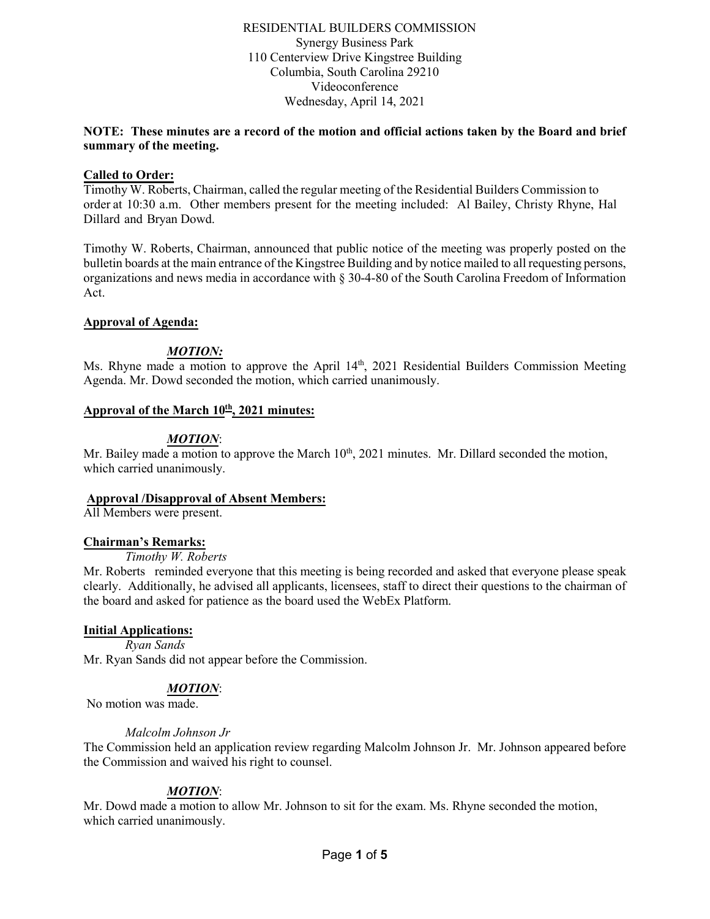RESIDENTIAL BUILDERS COMMISSION
Synergy Business Park
110 Centerview Drive Kingstree Building
Columbia, South Carolina 29210
Videoconference
Wednesday, April 14, 2021

**NOTE: These minutes are a record of the motion and official actions taken by the Board and brief summary of the meeting.**

**Called to Order:**

Timothy W. Roberts, Chairman, called the regular meeting of the Residential Builders Commission to order at 10:30 a.m. Other members present for the meeting included: Al Bailey, Christy Rhyne, Hal Dillard and Bryan Dowd.

Timothy W. Roberts, Chairman, announced that public notice of the meeting was properly posted on the bulletin boards at the main entrance of the Kingstree Building and by notice mailed to all requesting persons, organizations and news media in accordance with § 30-4-80 of the South Carolina Freedom of Information Act.

**Approval of Agenda:**

***MOTION:***

Ms. Rhyne made a motion to approve the April 14th, 2021 Residential Builders Commission Meeting Agenda. Mr. Dowd seconded the motion, which carried unanimously.

**Approval of the March 10th, 2021 minutes:**

***MOTION***:

Mr. Bailey made a motion to approve the March 10th, 2021 minutes. Mr. Dillard seconded the motion, which carried unanimously.

**Approval /Disapproval of Absent Members:**

All Members were present.

**Chairman's Remarks:**

*Timothy W. Roberts*

Mr. Roberts reminded everyone that this meeting is being recorded and asked that everyone please speak clearly. Additionally, he advised all applicants, licensees, staff to direct their questions to the chairman of the board and asked for patience as the board used the WebEx Platform.

**Initial Applications:**

*Ryan Sands*

Mr. Ryan Sands did not appear before the Commission.

***MOTION***:

No motion was made.

*Malcolm Johnson Jr*

The Commission held an application review regarding Malcolm Johnson Jr. Mr. Johnson appeared before the Commission and waived his right to counsel.

***MOTION***:

Mr. Dowd made a motion to allow Mr. Johnson to sit for the exam. Ms. Rhyne seconded the motion, which carried unanimously.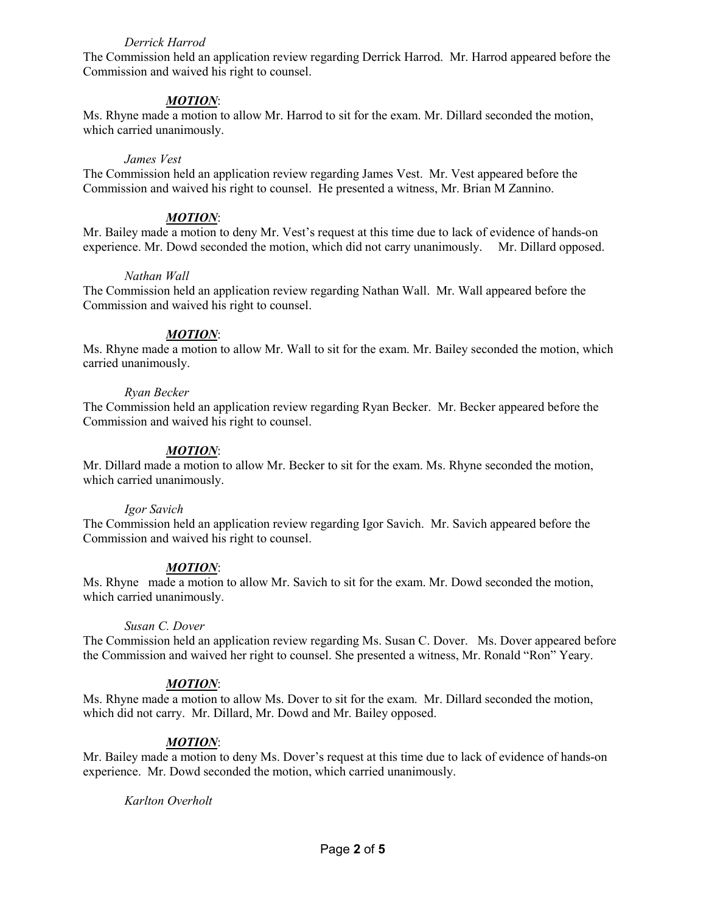*Derrick Harrod*

The Commission held an application review regarding Derrick Harrod. Mr. Harrod appeared before the Commission and waived his right to counsel.

***MOTION***:

Ms. Rhyne made a motion to allow Mr. Harrod to sit for the exam. Mr. Dillard seconded the motion, which carried unanimously.

*James Vest*

The Commission held an application review regarding James Vest. Mr. Vest appeared before the Commission and waived his right to counsel. He presented a witness, Mr. Brian M Zannino.

***MOTION***:

Mr. Bailey made a motion to deny Mr. Vest's request at this time due to lack of evidence of hands-on experience. Mr. Dowd seconded the motion, which did not carry unanimously. Mr. Dillard opposed.

*Nathan Wall*

The Commission held an application review regarding Nathan Wall. Mr. Wall appeared before the Commission and waived his right to counsel.

***MOTION***:

Ms. Rhyne made a motion to allow Mr. Wall to sit for the exam. Mr. Bailey seconded the motion, which carried unanimously.

*Ryan Becker*

The Commission held an application review regarding Ryan Becker. Mr. Becker appeared before the Commission and waived his right to counsel.

***MOTION***:

Mr. Dillard made a motion to allow Mr. Becker to sit for the exam. Ms. Rhyne seconded the motion, which carried unanimously.

*Igor Savich*

The Commission held an application review regarding Igor Savich. Mr. Savich appeared before the Commission and waived his right to counsel.

***MOTION***:

Ms. Rhyne made a motion to allow Mr. Savich to sit for the exam. Mr. Dowd seconded the motion, which carried unanimously.

*Susan C. Dover*

The Commission held an application review regarding Ms. Susan C. Dover. Ms. Dover appeared before the Commission and waived her right to counsel. She presented a witness, Mr. Ronald "Ron" Yeary.

***MOTION***:

Ms. Rhyne made a motion to allow Ms. Dover to sit for the exam. Mr. Dillard seconded the motion, which did not carry. Mr. Dillard, Mr. Dowd and Mr. Bailey opposed.

***MOTION***:

Mr. Bailey made a motion to deny Ms. Dover's request at this time due to lack of evidence of hands-on experience. Mr. Dowd seconded the motion, which carried unanimously.

*Karlton Overholt*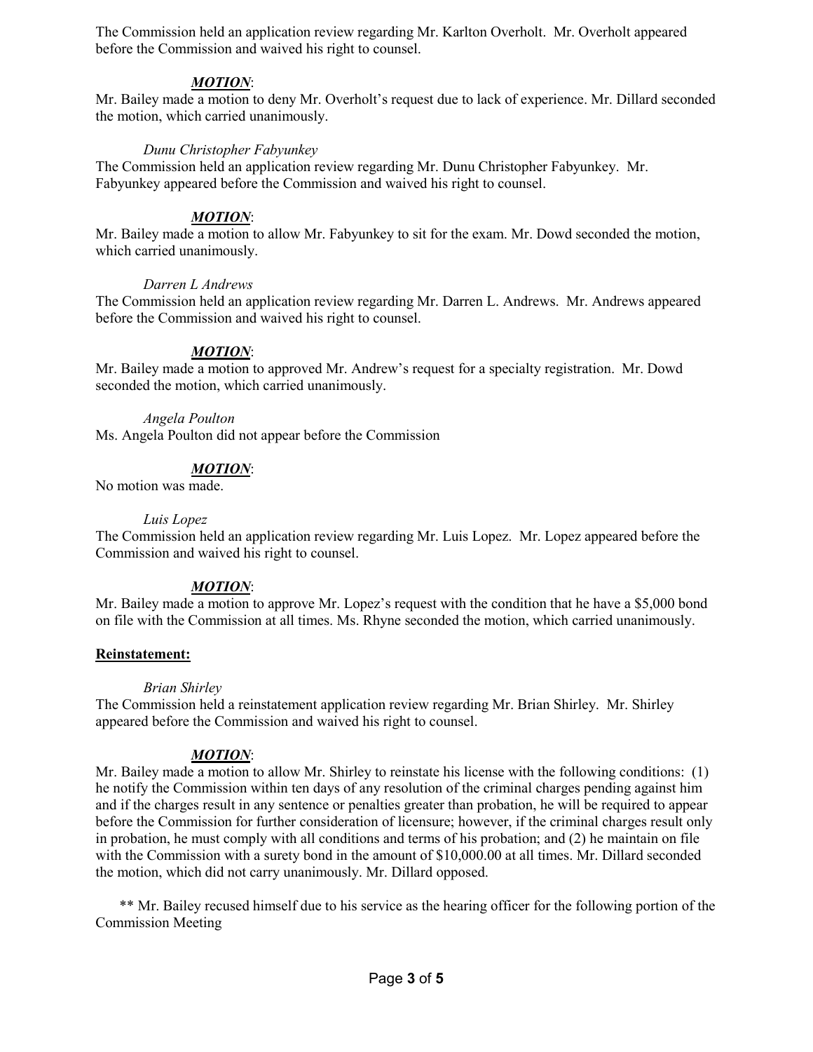The Commission held an application review regarding Mr. Karlton Overholt. Mr. Overholt appeared before the Commission and waived his right to counsel.

***MOTION***:
Mr. Bailey made a motion to deny Mr. Overholt's request due to lack of experience. Mr. Dillard seconded the motion, which carried unanimously.

*Dunu Christopher Fabyunkey*

The Commission held an application review regarding Mr. Dunu Christopher Fabyunkey. Mr. Fabyunkey appeared before the Commission and waived his right to counsel.

***MOTION***:
Mr. Bailey made a motion to allow Mr. Fabyunkey to sit for the exam. Mr. Dowd seconded the motion, which carried unanimously.

*Darren L Andrews*

The Commission held an application review regarding Mr. Darren L. Andrews. Mr. Andrews appeared before the Commission and waived his right to counsel.

***MOTION***:
Mr. Bailey made a motion to approved Mr. Andrew's request for a specialty registration. Mr. Dowd seconded the motion, which carried unanimously.

*Angela Poulton*

Ms. Angela Poulton did not appear before the Commission

***MOTION***:
No motion was made.

*Luis Lopez*

The Commission held an application review regarding Mr. Luis Lopez. Mr. Lopez appeared before the Commission and waived his right to counsel.

***MOTION***:
Mr. Bailey made a motion to approve Mr. Lopez's request with the condition that he have a $5,000 bond on file with the Commission at all times. Ms. Rhyne seconded the motion, which carried unanimously.

**Reinstatement:**

*Brian Shirley*

The Commission held a reinstatement application review regarding Mr. Brian Shirley. Mr. Shirley appeared before the Commission and waived his right to counsel.

***MOTION***:
Mr. Bailey made a motion to allow Mr. Shirley to reinstate his license with the following conditions: (1) he notify the Commission within ten days of any resolution of the criminal charges pending against him and if the charges result in any sentence or penalties greater than probation, he will be required to appear before the Commission for further consideration of licensure; however, if the criminal charges result only in probation, he must comply with all conditions and terms of his probation; and (2) he maintain on file with the Commission with a surety bond in the amount of $10,000.00 at all times. Mr. Dillard seconded the motion, which did not carry unanimously. Mr. Dillard opposed.

** Mr. Bailey recused himself due to his service as the hearing officer for the following portion of the Commission Meeting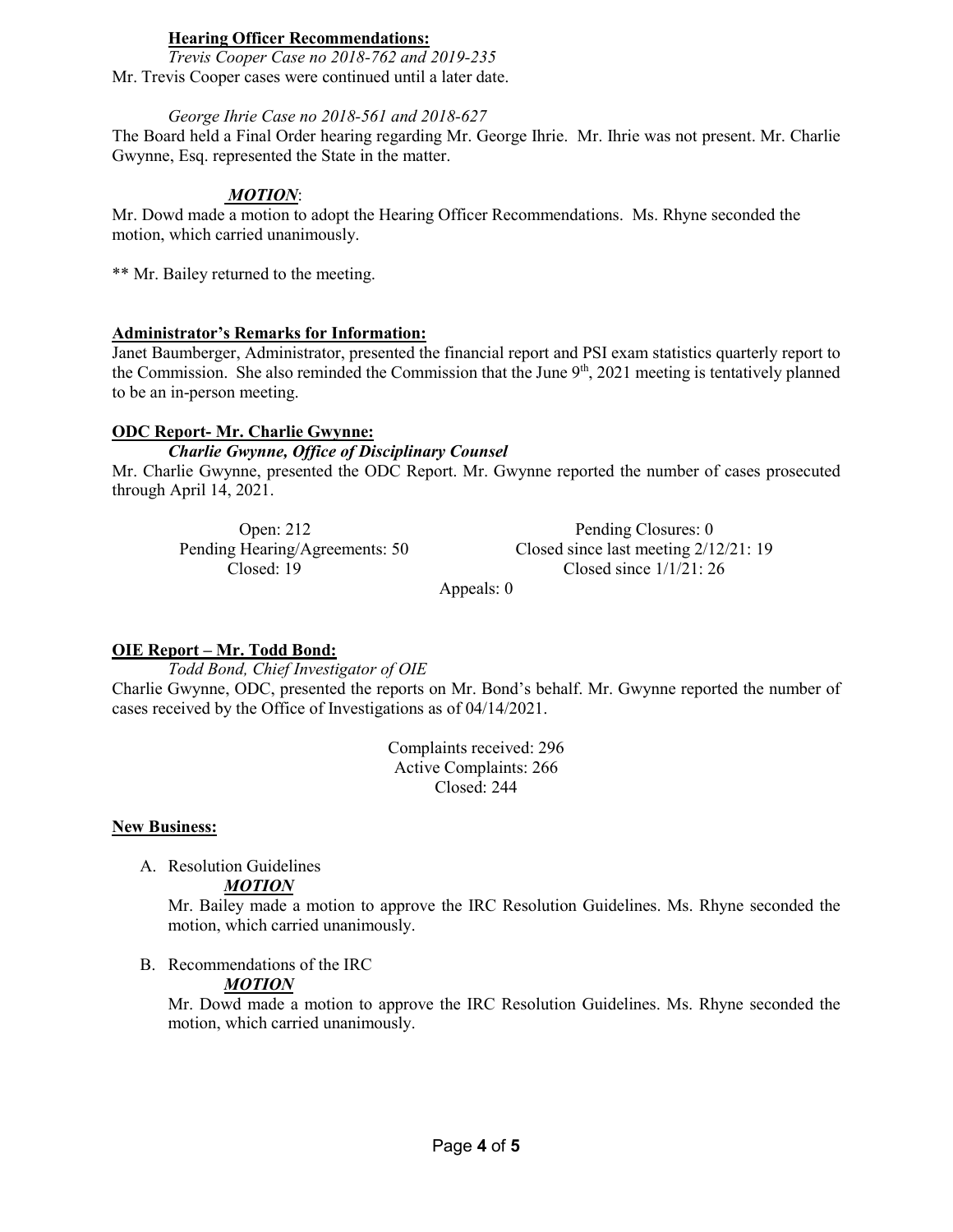**Hearing Officer Recommendations:**

*Trevis Cooper Case no 2018-762 and 2019-235*

Mr. Trevis Cooper cases were continued until a later date.

*George Ihrie Case no 2018-561 and 2018-627*

The Board held a Final Order hearing regarding Mr. George Ihrie. Mr. Ihrie was not present. Mr. Charlie Gwynne, Esq. represented the State in the matter.

***MOTION***:

Mr. Dowd made a motion to adopt the Hearing Officer Recommendations. Ms. Rhyne seconded the motion, which carried unanimously.

** Mr. Bailey returned to the meeting.

**Administrator's Remarks for Information:**

Janet Baumberger, Administrator, presented the financial report and PSI exam statistics quarterly report to the Commission. She also reminded the Commission that the June 9th, 2021 meeting is tentatively planned to be an in-person meeting.

**ODC Report- Mr. Charlie Gwynne:**

***Charlie Gwynne, Office of Disciplinary Counsel***

Mr. Charlie Gwynne, presented the ODC Report. Mr. Gwynne reported the number of cases prosecuted through April 14, 2021.

Open: 212
Pending Hearing/Agreements: 50
Closed: 19
Pending Closures: 0
Closed since last meeting 2/12/21: 19
Closed since 1/1/21: 26
Appeals: 0

**OIE Report – Mr. Todd Bond:**

*Todd Bond, Chief Investigator of OIE*

Charlie Gwynne, ODC, presented the reports on Mr. Bond's behalf. Mr. Gwynne reported the number of cases received by the Office of Investigations as of 04/14/2021.

Complaints received: 296
Active Complaints: 266
Closed: 244

**New Business:**

A. Resolution Guidelines

***MOTION***

Mr. Bailey made a motion to approve the IRC Resolution Guidelines. Ms. Rhyne seconded the motion, which carried unanimously.

B. Recommendations of the IRC

***MOTION***

Mr. Dowd made a motion to approve the IRC Resolution Guidelines. Ms. Rhyne seconded the motion, which carried unanimously.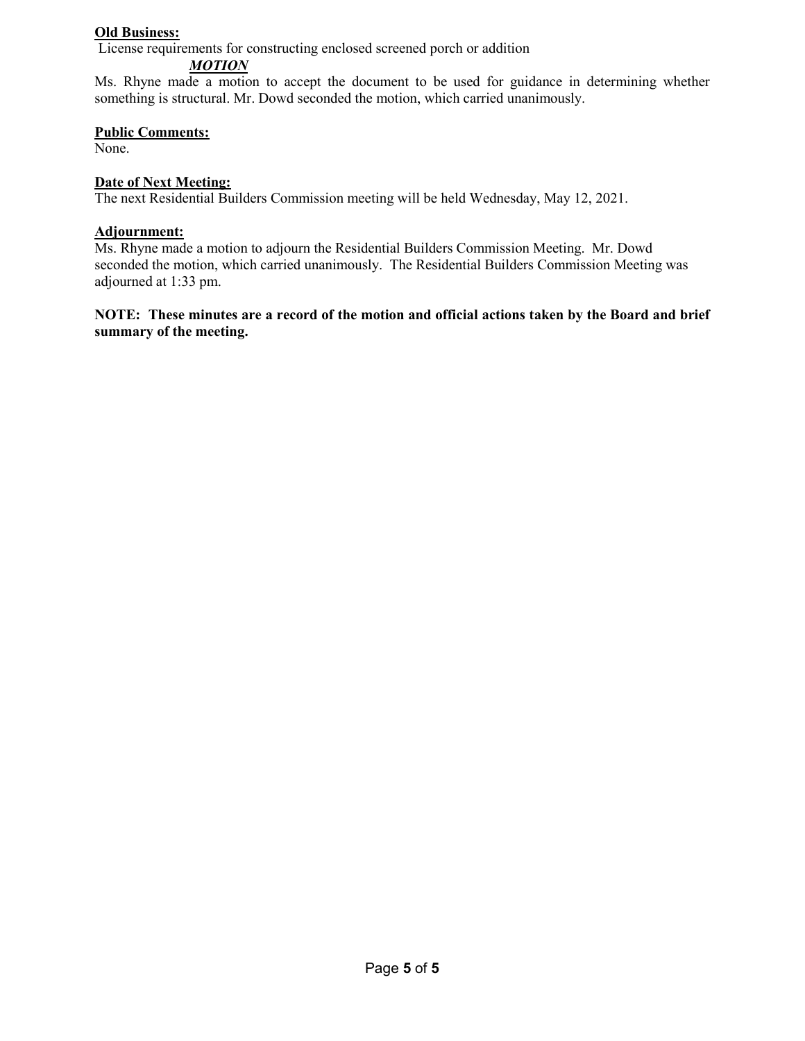**Old Business:**

License requirements for constructing enclosed screened porch or addition

***MOTION***

Ms. Rhyne made a motion to accept the document to be used for guidance in determining whether something is structural. Mr. Dowd seconded the motion, which carried unanimously.

**Public Comments:**

None.

**Date of Next Meeting:**

The next Residential Builders Commission meeting will be held Wednesday, May 12, 2021.

**Adjournment:**

Ms. Rhyne made a motion to adjourn the Residential Builders Commission Meeting. Mr. Dowd seconded the motion, which carried unanimously. The Residential Builders Commission Meeting was adjourned at 1:33 pm.

**NOTE: These minutes are a record of the motion and official actions taken by the Board and brief summary of the meeting.**